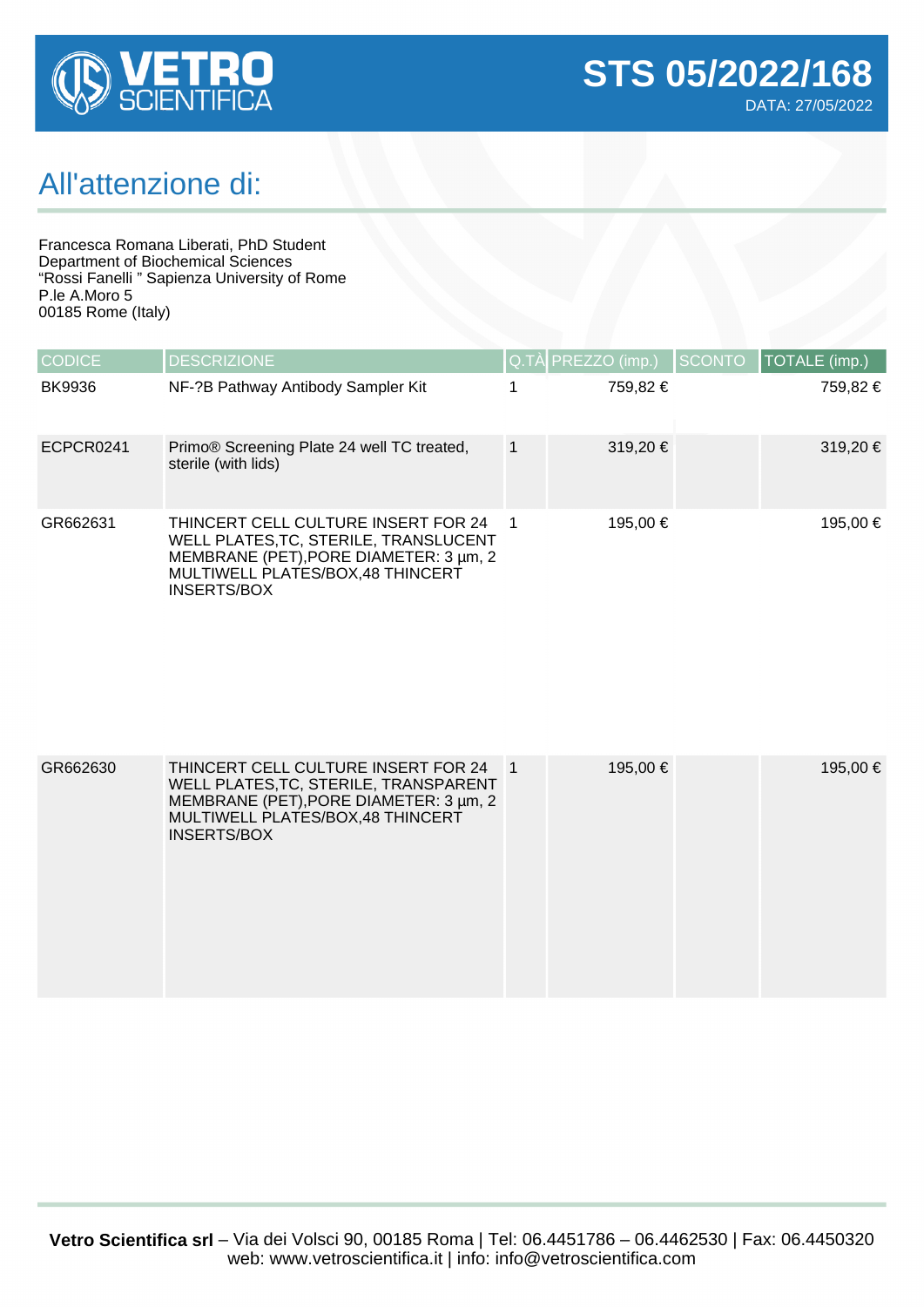**VETRO SCIENTIFICA**

# STS 05/2022/168

DATA: 27/05/2022

## All'attenzione di:

Francesca Romana Liberati, PhD Student
Department of Biochemical Sciences
“Rossi Fanelli ” Sapienza University of Rome
P.le A.Moro 5
00185 Rome (Italy)

| CODICE | DESCRIZIONE | Q.TÀ | PREZZO (imp.) | SCONTO | TOTALE (imp.) |
|---|---|---|---|---|---|
| BK9936 | NF-?B Pathway Antibody Sampler Kit | 1 | 759,82 € | | 759,82 € |
| ECPCR0241 | Primo® Screening Plate 24 well TC treated, sterile (with lids) | 1 | 319,20 € | | 319,20 € |
| GR662631 | THINCERT CELL CULTURE INSERT FOR 24 WELL PLATES,TC, STERILE, TRANSLUCENT MEMBRANE (PET),PORE DIAMETER: 3 µm, 2 MULTIWELL PLATES/BOX,48 THINCERT INSERTS/BOX | 1 | 195,00 € | | 195,00 € |
| GR662630 | THINCERT CELL CULTURE INSERT FOR 24 WELL PLATES,TC, STERILE, TRANSPARENT MEMBRANE (PET),PORE DIAMETER: 3 µm, 2 MULTIWELL PLATES/BOX,48 THINCERT INSERTS/BOX | 1 | 195,00 € | | 195,00 € |

**Vetro Scientifica srl** – Via dei Volsci 90, 00185 Roma | Tel: 06.4451786 – 06.4462530 | Fax: 06.4450320
web: www.vetroscientifica.it | info: info@vetroscientifica.com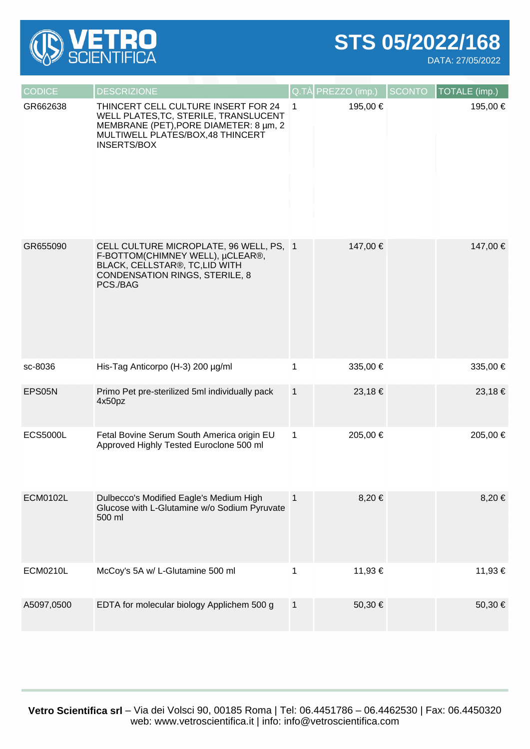# STS 05/2022/168

DATA: 27/05/2022

| CODICE | DESCRIZIONE | Q.TÀ | PREZZO (imp.) | SCONTO | TOTALE (imp.) |
|---|---|---|---|---|---|
| GR662638 | THINCERT CELL CULTURE INSERT FOR 24 WELL PLATES,TC, STERILE, TRANSLUCENT MEMBRANE (PET),PORE DIAMETER: 8 µm, 2 MULTIWELL PLATES/BOX,48 THINCERT INSERTS/BOX | 1 | 195,00 € | | 195,00 € |
| GR655090 | CELL CULTURE MICROPLATE, 96 WELL, PS, F-BOTTOM(CHIMNEY WELL), µCLEAR®, BLACK, CELLSTAR®, TC,LID WITH CONDENSATION RINGS, STERILE, 8 PCS./BAG | 1 | 147,00 € | | 147,00 € |
| sc-8036 | His-Tag Anticorpo (H-3) 200 µg/ml | 1 | 335,00 € | | 335,00 € |
| EPS05N | Primo Pet pre-sterilized 5ml individually pack 4x50pz | 1 | 23,18 € | | 23,18 € |
| ECS5000L | Fetal Bovine Serum South America origin EU Approved Highly Tested Euroclone 500 ml | 1 | 205,00 € | | 205,00 € |
| ECM0102L | Dulbecco's Modified Eagle's Medium High Glucose with L-Glutamine w/o Sodium Pyruvate 500 ml | 1 | 8,20 € | | 8,20 € |
| ECM0210L | McCoy's 5A w/ L-Glutamine 500 ml | 1 | 11,93 € | | 11,93 € |
| A5097,0500 | EDTA for molecular biology Applichem 500 g | 1 | 50,30 € | | 50,30 € |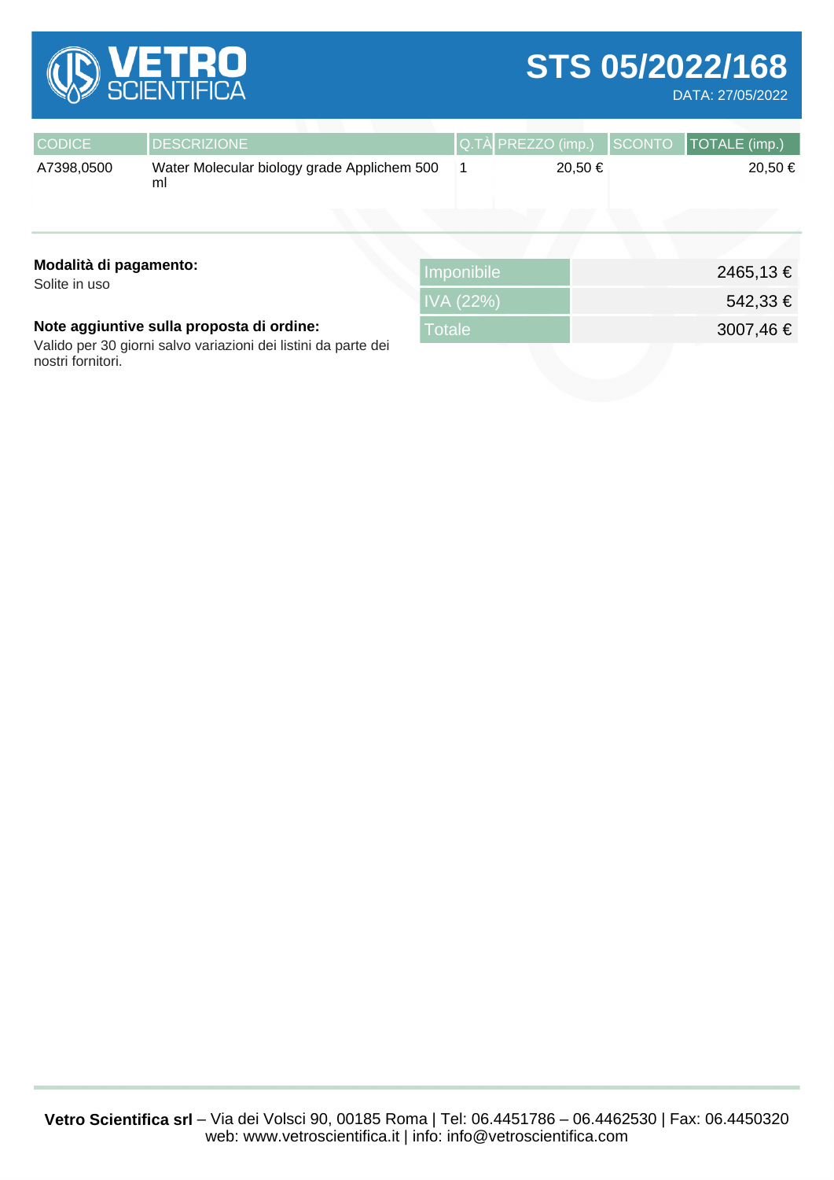# STS 05/2022/168

DATA: 27/05/2022

| CODICE | DESCRIZIONE | Q.TÀ | PREZZO (imp.) | SCONTO | TOTALE (imp.) |
|---|---|---|---|---|---|
| A7398,0500 | Water Molecular biology grade Applichem 500 ml | 1 | 20,50 € | | 20,50 € |

**Modalità di pagamento:**
Solite in uso

**Note aggiuntive sulla proposta di ordine:**
Valido per 30 giorni salvo variazioni dei listini da parte dei nostri fornitori.

| | |
|---|---|
| Imponibile | 2465,13 € |
| IVA (22%) | 542,33 € |
| Totale | 3007,46 € |

**Vetro Scientifica srl** – Via dei Volsci 90, 00185 Roma | Tel: 06.4451786 – 06.4462530 | Fax: 06.4450320
web: www.vetroscientifica.it | info: info@vetroscientifica.com